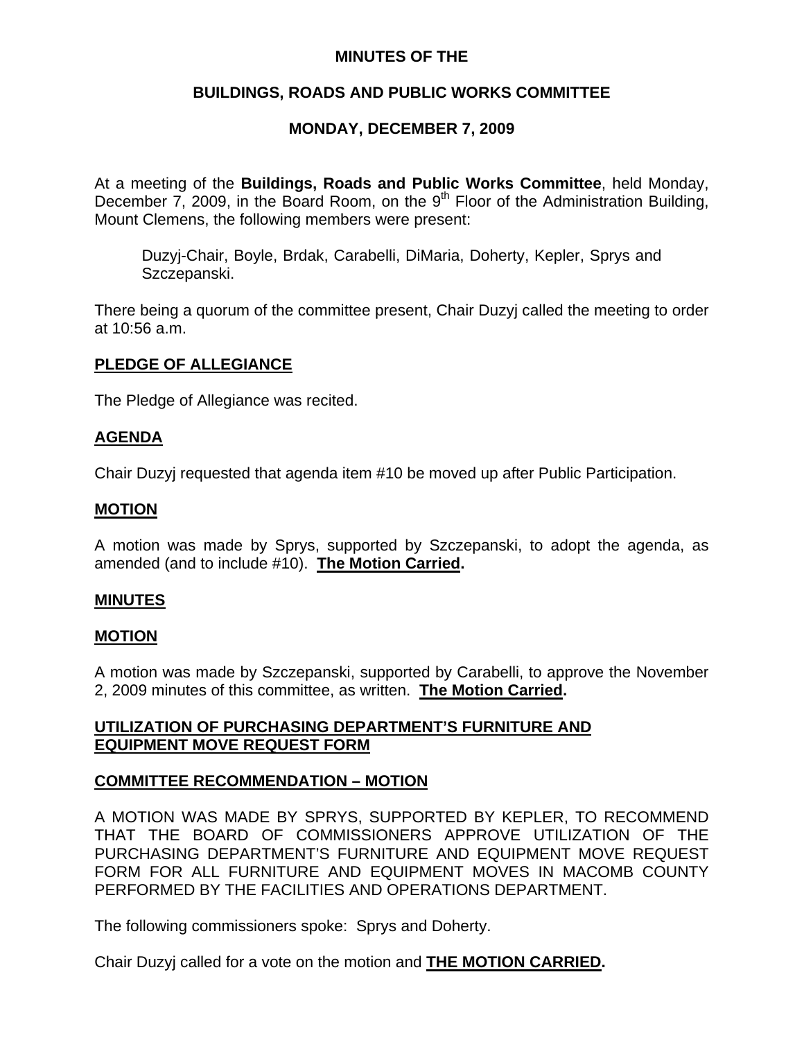**MINUTES OF THE**

**BUILDINGS, ROADS AND PUBLIC WORKS COMMITTEE**

**MONDAY, DECEMBER 7, 2009**

At a meeting of the **Buildings, Roads and Public Works Committee**, held Monday, December 7, 2009, in the Board Room, on the 9th Floor of the Administration Building, Mount Clemens, the following members were present:

> Duzyj-Chair, Boyle, Brdak, Carabelli, DiMaria, Doherty, Kepler, Sprys and Szczepanski.

There being a quorum of the committee present, Chair Duzyj called the meeting to order at 10:56 a.m.

**PLEDGE OF ALLEGIANCE**

The Pledge of Allegiance was recited.

**AGENDA**

Chair Duzyj requested that agenda item #10 be moved up after Public Participation.

**MOTION**

A motion was made by Sprys, supported by Szczepanski, to adopt the agenda, as amended (and to include #10). **The Motion Carried.**

**MINUTES**

**MOTION**

A motion was made by Szczepanski, supported by Carabelli, to approve the November 2, 2009 minutes of this committee, as written. **The Motion Carried.**

**UTILIZATION OF PURCHASING DEPARTMENT'S FURNITURE AND EQUIPMENT MOVE REQUEST FORM**

**COMMITTEE RECOMMENDATION – MOTION**

A MOTION WAS MADE BY SPRYS, SUPPORTED BY KEPLER, TO RECOMMEND THAT THE BOARD OF COMMISSIONERS APPROVE UTILIZATION OF THE PURCHASING DEPARTMENT'S FURNITURE AND EQUIPMENT MOVE REQUEST FORM FOR ALL FURNITURE AND EQUIPMENT MOVES IN MACOMB COUNTY PERFORMED BY THE FACILITIES AND OPERATIONS DEPARTMENT.

The following commissioners spoke: Sprys and Doherty.

Chair Duzyj called for a vote on the motion and **THE MOTION CARRIED.**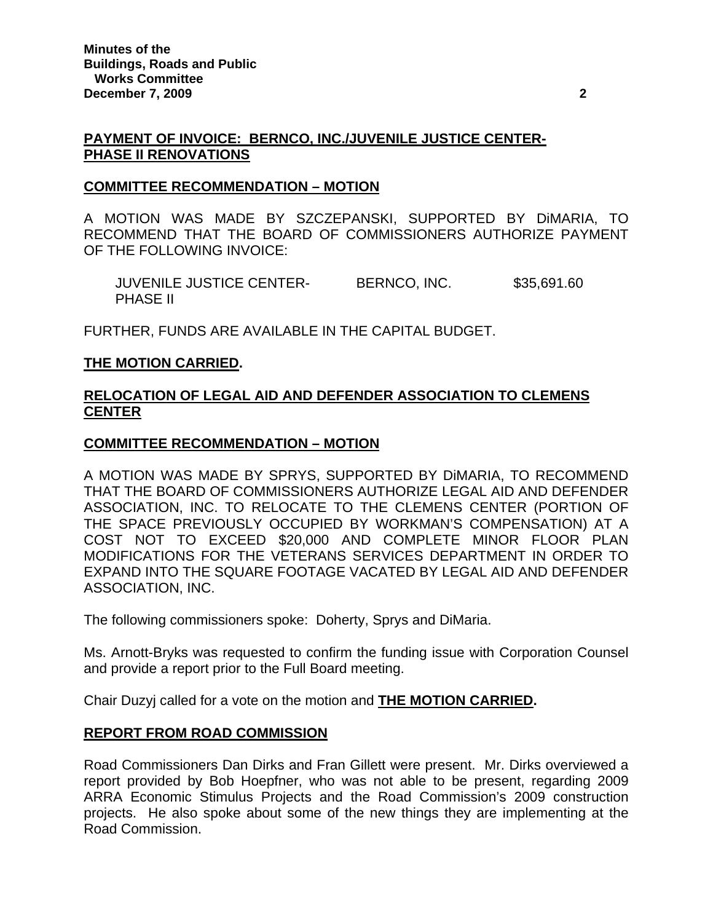## PAYMENT OF INVOICE: BERNCO, INC./JUVENILE JUSTICE CENTER-PHASE II RENOVATIONS

### COMMITTEE RECOMMENDATION – MOTION

A MOTION WAS MADE BY SZCZEPANSKI, SUPPORTED BY DiMARIA, TO RECOMMEND THAT THE BOARD OF COMMISSIONERS AUTHORIZE PAYMENT OF THE FOLLOWING INVOICE:

| | | |
|---|---|---|
| JUVENILE JUSTICE CENTER-PHASE II | BERNCO, INC. | \$35,691.60 |

FURTHER, FUNDS ARE AVAILABLE IN THE CAPITAL BUDGET.

**THE MOTION CARRIED.**

## RELOCATION OF LEGAL AID AND DEFENDER ASSOCIATION TO CLEMENS CENTER

### COMMITTEE RECOMMENDATION – MOTION

A MOTION WAS MADE BY SPRYS, SUPPORTED BY DiMARIA, TO RECOMMEND THAT THE BOARD OF COMMISSIONERS AUTHORIZE LEGAL AID AND DEFENDER ASSOCIATION, INC. TO RELOCATE TO THE CLEMENS CENTER (PORTION OF THE SPACE PREVIOUSLY OCCUPIED BY WORKMAN'S COMPENSATION) AT A COST NOT TO EXCEED \$20,000 AND COMPLETE MINOR FLOOR PLAN MODIFICATIONS FOR THE VETERANS SERVICES DEPARTMENT IN ORDER TO EXPAND INTO THE SQUARE FOOTAGE VACATED BY LEGAL AID AND DEFENDER ASSOCIATION, INC.

The following commissioners spoke: Doherty, Sprys and DiMaria.

Ms. Arnott-Bryks was requested to confirm the funding issue with Corporation Counsel and provide a report prior to the Full Board meeting.

Chair Duzyj called for a vote on the motion and **THE MOTION CARRIED.**

## REPORT FROM ROAD COMMISSION

Road Commissioners Dan Dirks and Fran Gillett were present. Mr. Dirks overviewed a report provided by Bob Hoepfner, who was not able to be present, regarding 2009 ARRA Economic Stimulus Projects and the Road Commission's 2009 construction projects. He also spoke about some of the new things they are implementing at the Road Commission.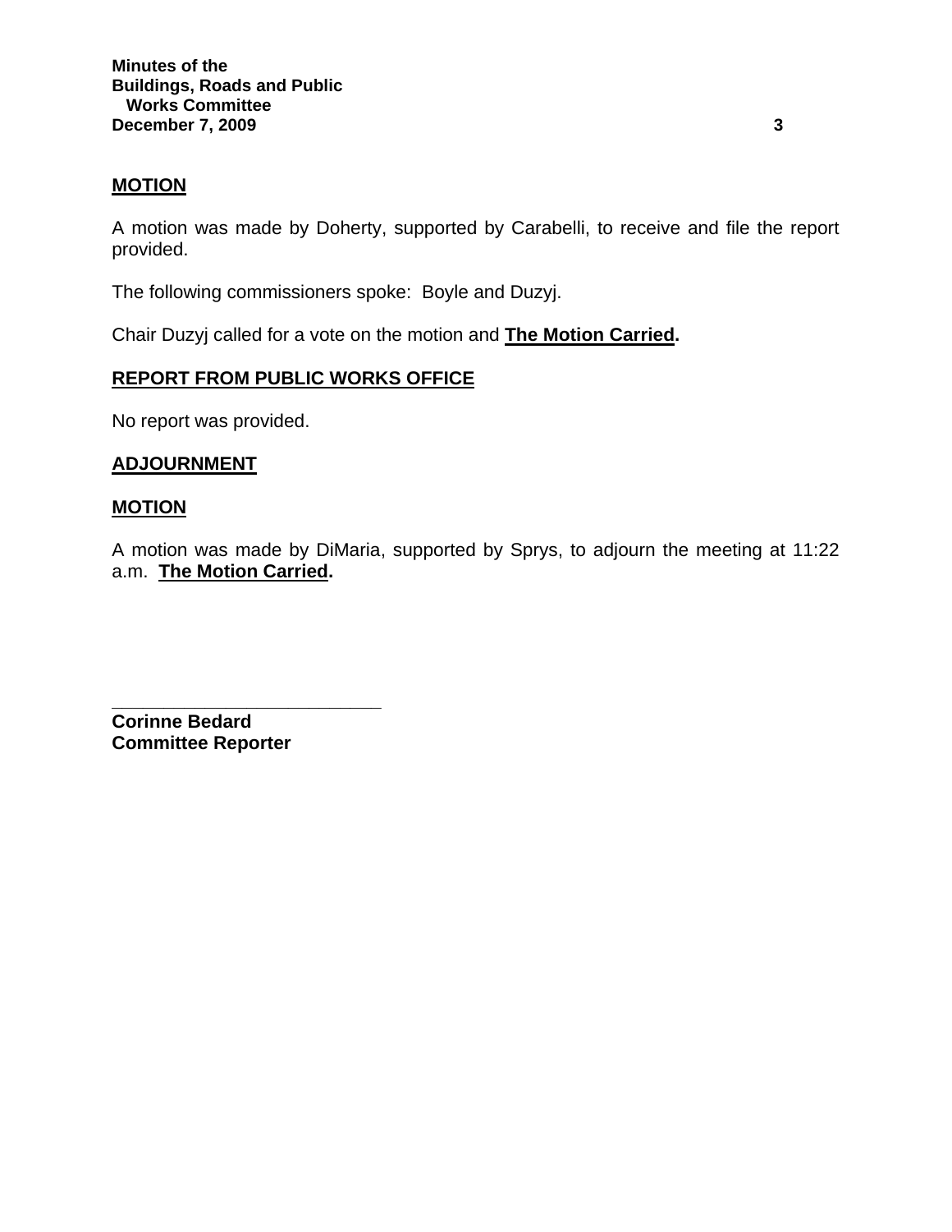**MOTION**

A motion was made by Doherty, supported by Carabelli, to receive and file the report provided.

The following commissioners spoke: Boyle and Duzyj.

Chair Duzyj called for a vote on the motion and **The Motion Carried.**

**REPORT FROM PUBLIC WORKS OFFICE**

No report was provided.

**ADJOURNMENT**

**MOTION**

A motion was made by DiMaria, supported by Sprys, to adjourn the meeting at 11:22 a.m. **The Motion Carried.**

\_\_\_\_\_\_\_\_\_\_\_\_\_\_\_\_\_\_\_\_\_\_\_\_\_\_\_\_

**Corinne Bedard**
**Committee Reporter**